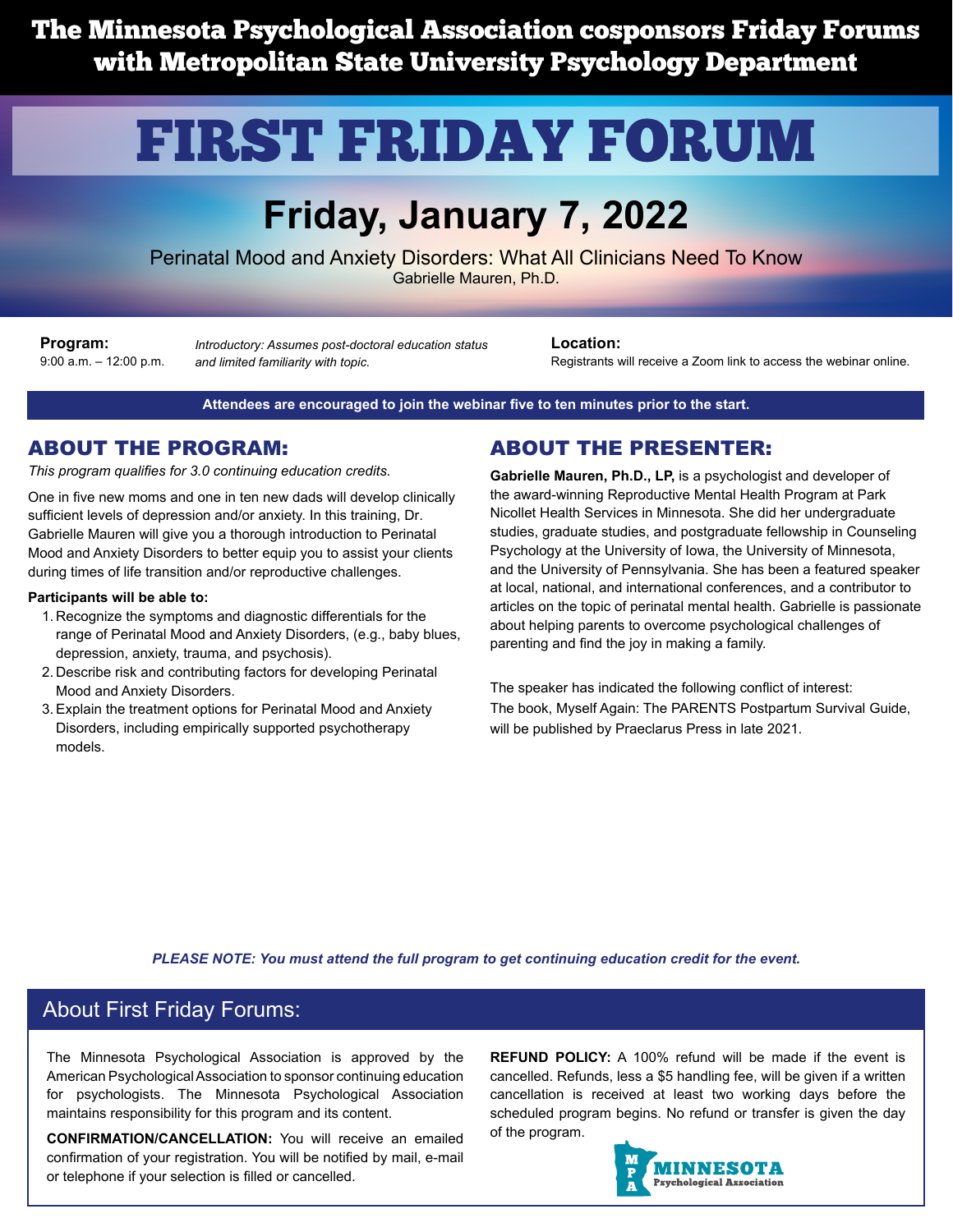**The Minnesota Psychological Association cosponsors Friday Forums with Metropolitan State University Psychology Department**

# FIRST FRIDAY FORUM

## Friday, January 7, 2022

Perinatal Mood and Anxiety Disorders: What All Clinicians Need To Know

Gabrielle Mauren, Ph.D.

**Program:**
9:00 a.m. – 12:00 p.m.

*Introductory: Assumes post-doctoral education status and limited familiarity with topic.*

**Location:**
Registrants will receive a Zoom link to access the webinar online.

**Attendees are encouraged to join the webinar five to ten minutes prior to the start.**

## ABOUT THE PROGRAM:

*This program qualifies for 3.0 continuing education credits.*

One in five new moms and one in ten new dads will develop clinically sufficient levels of depression and/or anxiety. In this training, Dr. Gabrielle Mauren will give you a thorough introduction to Perinatal Mood and Anxiety Disorders to better equip you to assist your clients during times of life transition and/or reproductive challenges.

**Participants will be able to:**

1. Recognize the symptoms and diagnostic differentials for the range of Perinatal Mood and Anxiety Disorders, (e.g., baby blues, depression, anxiety, trauma, and psychosis).
2. Describe risk and contributing factors for developing Perinatal Mood and Anxiety Disorders.
3. Explain the treatment options for Perinatal Mood and Anxiety Disorders, including empirically supported psychotherapy models.

## ABOUT THE PRESENTER:

**Gabrielle Mauren, Ph.D., LP**, is a psychologist and developer of the award-winning Reproductive Mental Health Program at Park Nicollet Health Services in Minnesota. She did her undergraduate studies, graduate studies, and postgraduate fellowship in Counseling Psychology at the University of Iowa, the University of Minnesota, and the University of Pennsylvania. She has been a featured speaker at local, national, and international conferences, and a contributor to articles on the topic of perinatal mental health. Gabrielle is passionate about helping parents to overcome psychological challenges of parenting and find the joy in making a family.

The speaker has indicated the following conflict of interest:
The book, Myself Again: The PARENTS Postpartum Survival Guide, will be published by Praeclarus Press in late 2021.

***PLEASE NOTE: You must attend the full program to get continuing education credit for the event.***

## About First Friday Forums:

The Minnesota Psychological Association is approved by the American Psychological Association to sponsor continuing education for psychologists. The Minnesota Psychological Association maintains responsibility for this program and its content.

**CONFIRMATION/CANCELLATION:** You will receive an emailed confirmation of your registration. You will be notified by mail, e-mail or telephone if your selection is filled or cancelled.

**REFUND POLICY:** A 100% refund will be made if the event is cancelled. Refunds, less a $5 handling fee, will be given if a written cancellation is received at least two working days before the scheduled program begins. No refund or transfer is given the day of the program.

MPA MINNESOTA Psychological Association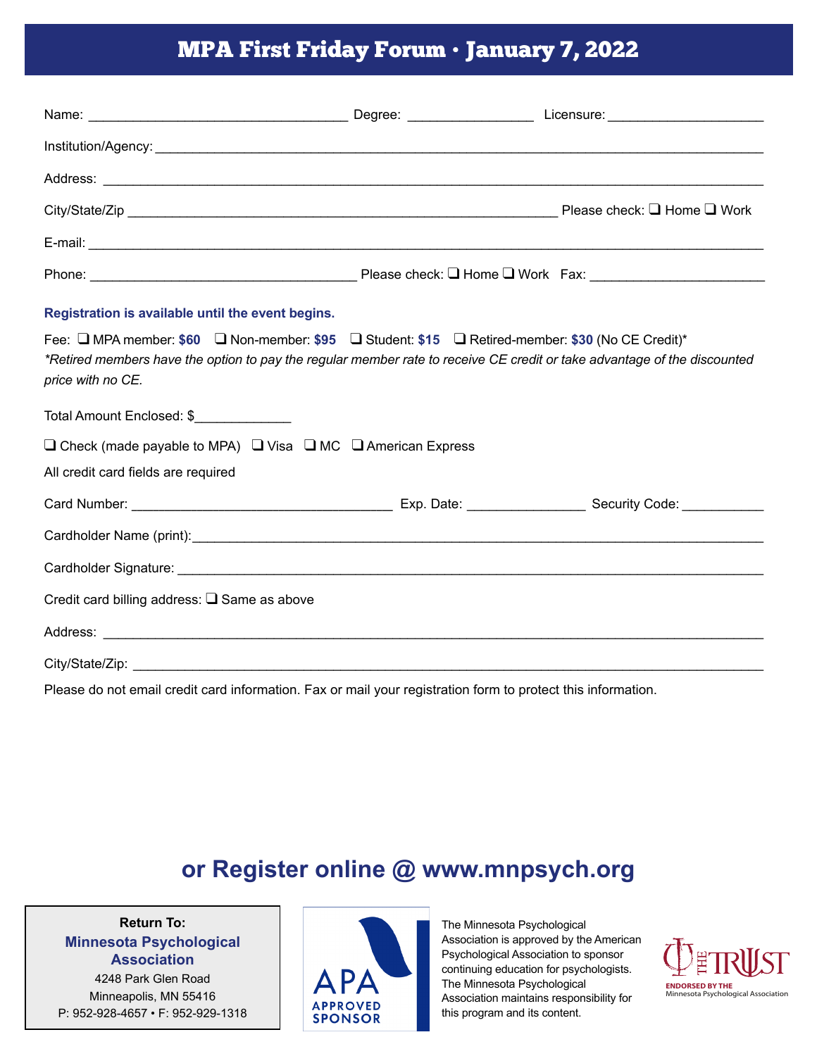# MPA First Friday Forum • January 7, 2022

Name: ___________________________________ Degree: ________________ Licensure: _____________________

Institution/Agency: ______________________________________________________________________________

Address: _______________________________________________________________________________________

City/State/Zip _________________________________________________________ Please check: ❑ Home ❑ Work

E-mail: ________________________________________________________________________________________

Phone: ___________________________________ Please check: ❑ Home ❑ Work Fax: _______________________

**Registration is available until the event begins.**

Fee: ❑ MPA member: **$60** ❑ Non-member: **$95** ❑ Student: **$15** ❑ Retired-member: **$30** (No CE Credit)*

*\*Retired members have the option to pay the regular member rate to receive CE credit or take advantage of the discounted price with no CE.*

Total Amount Enclosed: $_____________

❑ Check (made payable to MPA) ❑ Visa ❑ MC ❑ American Express

All credit card fields are required

Card Number: ___________________________________ Exp. Date: _______________ Security Code: ___________

Cardholder Name (print): ______________________________________________________________________

Cardholder Signature: ________________________________________________________________________

Credit card billing address: ❑ Same as above

Address: _______________________________________________________________________________________

City/State/Zip: __________________________________________________________________________________

Please do not email credit card information. Fax or mail your registration form to protect this information.

## or Register online @ www.mnpsych.org

**Return To:**
**Minnesota Psychological Association**
4248 Park Glen Road
Minneapolis, MN 55416
P: 952-928-4657 • F: 952-929-1318

APA APPROVED SPONSOR

The Minnesota Psychological Association is approved by the American Psychological Association to sponsor continuing education for psychologists. The Minnesota Psychological Association maintains responsibility for this program and its content.

THE TRUST
ENDORSED BY THE Minnesota Psychological Association